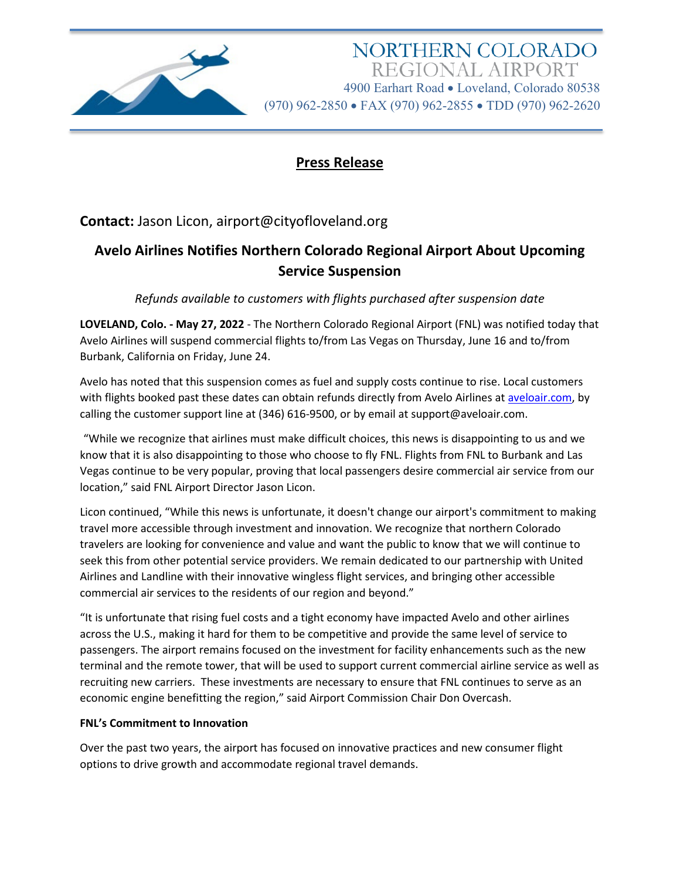NORTHERN COLORADO
REGIONAL AIRPORT
4900 Earhart Road • Loveland, Colorado 80538
(970) 962-2850 • FAX (970) 962-2855 • TDD (970) 962-2620

## Press Release

**Contact:** Jason Licon, airport@cityofloveland.org

# Avelo Airlines Notifies Northern Colorado Regional Airport About Upcoming Service Suspension

*Refunds available to customers with flights purchased after suspension date*

**LOVELAND, Colo. - May 27, 2022** - The Northern Colorado Regional Airport (FNL) was notified today that Avelo Airlines will suspend commercial flights to/from Las Vegas on Thursday, June 16 and to/from Burbank, California on Friday, June 24.

Avelo has noted that this suspension comes as fuel and supply costs continue to rise. Local customers with flights booked past these dates can obtain refunds directly from Avelo Airlines at [aveloair.com](aveloair.com), by calling the customer support line at (346) 616-9500, or by email at support@aveloair.com.

"While we recognize that airlines must make difficult choices, this news is disappointing to us and we know that it is also disappointing to those who choose to fly FNL. Flights from FNL to Burbank and Las Vegas continue to be very popular, proving that local passengers desire commercial air service from our location," said FNL Airport Director Jason Licon.

Licon continued, "While this news is unfortunate, it doesn't change our airport's commitment to making travel more accessible through investment and innovation. We recognize that northern Colorado travelers are looking for convenience and value and want the public to know that we will continue to seek this from other potential service providers. We remain dedicated to our partnership with United Airlines and Landline with their innovative wingless flight services, and bringing other accessible commercial air services to the residents of our region and beyond."

"It is unfortunate that rising fuel costs and a tight economy have impacted Avelo and other airlines across the U.S., making it hard for them to be competitive and provide the same level of service to passengers. The airport remains focused on the investment for facility enhancements such as the new terminal and the remote tower, that will be used to support current commercial airline service as well as recruiting new carriers. These investments are necessary to ensure that FNL continues to serve as an economic engine benefitting the region," said Airport Commission Chair Don Overcash.

**FNL's Commitment to Innovation**

Over the past two years, the airport has focused on innovative practices and new consumer flight options to drive growth and accommodate regional travel demands.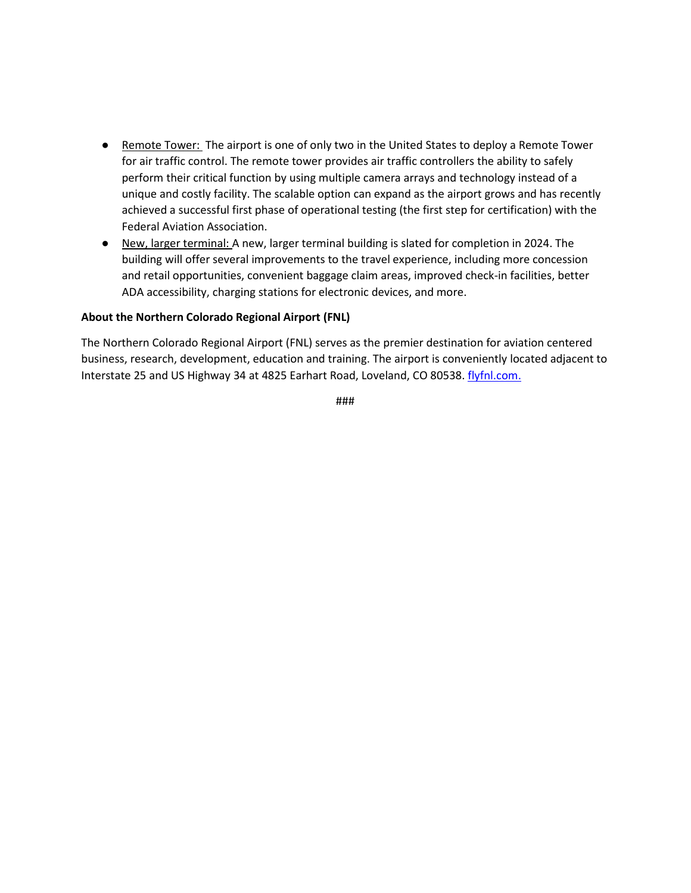- Remote Tower: The airport is one of only two in the United States to deploy a Remote Tower for air traffic control. The remote tower provides air traffic controllers the ability to safely perform their critical function by using multiple camera arrays and technology instead of a unique and costly facility. The scalable option can expand as the airport grows and has recently achieved a successful first phase of operational testing (the first step for certification) with the Federal Aviation Association.
- New, larger terminal: A new, larger terminal building is slated for completion in 2024. The building will offer several improvements to the travel experience, including more concession and retail opportunities, convenient baggage claim areas, improved check-in facilities, better ADA accessibility, charging stations for electronic devices, and more.

**About the Northern Colorado Regional Airport (FNL)**

The Northern Colorado Regional Airport (FNL) serves as the premier destination for aviation centered business, research, development, education and training. The airport is conveniently located adjacent to Interstate 25 and US Highway 34 at 4825 Earhart Road, Loveland, CO 80538. flyfnl.com.

###